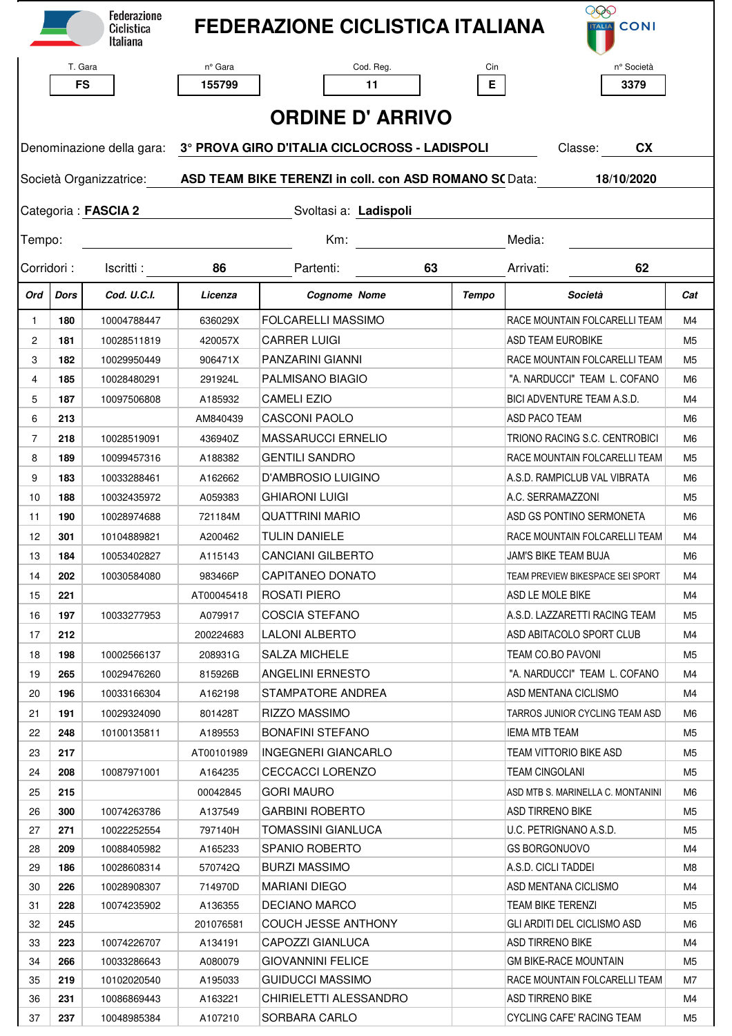# FEDERAZIONE CICLISTICA ITALIANA

| T. Gara | n° Gara | Cod. Reg. | Cin | n° Società |
|---|---|---|---|---|
| FS | 155799 | 11 | E | 3379 |

## ORDINE D' ARRIVO

Denominazione della gara: **3° PROVA GIRO D'ITALIA CICLOCROSS - LADISPOLI** Classe: **CX**

Società Organizzatrice: **ASD TEAM BIKE TERENZI in coll. con ASD ROMANO SC** Data: **18/10/2020**

Categoria : **FASCIA 2** Svoltasi a: **Ladispoli**

Tempo: Km: Media:

Corridori : Iscritti : **86** Partenti: **63** Arrivati: **62**

| Ord | Dors | Cod. U.C.I. | Licenza | Cognome Nome | Tempo | Società | Cat |
|---|---|---|---|---|---|---|---|
| 1 | 180 | 10004788447 | 636029X | FOLCARELLI MASSIMO | | RACE MOUNTAIN FOLCARELLI TEAM | M4 |
| 2 | 181 | 10028511819 | 420057X | CARRER LUIGI | | ASD TEAM EUROBIKE | M5 |
| 3 | 182 | 10029950449 | 906471X | PANZARINI GIANNI | | RACE MOUNTAIN FOLCARELLI TEAM | M5 |
| 4 | 185 | 10028480291 | 291924L | PALMISANO BIAGIO | | "A. NARDUCCI" TEAM L. COFANO | M6 |
| 5 | 187 | 10097506808 | A185932 | CAMELI EZIO | | BICI ADVENTURE TEAM A.S.D. | M4 |
| 6 | 213 | | AM840439 | CASCONI PAOLO | | ASD PACO TEAM | M6 |
| 7 | 218 | 10028519091 | 436940Z | MASSARUCCI ERNELIO | | TRIONO RACING S.C. CENTROBICI | M6 |
| 8 | 189 | 10099457316 | A188382 | GENTILI SANDRO | | RACE MOUNTAIN FOLCARELLI TEAM | M5 |
| 9 | 183 | 10033288461 | A162662 | D'AMBROSIO LUIGINO | | A.S.D. RAMPICLUB VAL VIBRATA | M6 |
| 10 | 188 | 10032435972 | A059383 | GHIARONI LUIGI | | A.C. SERRAMAZZONI | M5 |
| 11 | 190 | 10028974688 | 721184M | QUATTRINI MARIO | | ASD GS PONTINO SERMONETA | M6 |
| 12 | 301 | 10104889821 | A200462 | TULIN DANIELE | | RACE MOUNTAIN FOLCARELLI TEAM | M4 |
| 13 | 184 | 10053402827 | A115143 | CANCIANI GILBERTO | | JAM'S BIKE TEAM BUJA | M6 |
| 14 | 202 | 10030584080 | 983466P | CAPITANEO DONATO | | TEAM PREVIEW BIKESPACE SEI SPORT | M4 |
| 15 | 221 | | AT00045418 | ROSATI PIERO | | ASD LE MOLE BIKE | M4 |
| 16 | 197 | 10033277953 | A079917 | COSCIA STEFANO | | A.S.D. LAZZARETTI RACING TEAM | M5 |
| 17 | 212 | | 200224683 | LALONI ALBERTO | | ASD ABITACOLO SPORT CLUB | M4 |
| 18 | 198 | 10002566137 | 208931G | SALZA MICHELE | | TEAM CO.BO PAVONI | M5 |
| 19 | 265 | 10029476260 | 815926B | ANGELINI ERNESTO | | "A. NARDUCCI" TEAM L. COFANO | M4 |
| 20 | 196 | 10033166304 | A162198 | STAMPATORE ANDREA | | ASD MENTANA CICLISMO | M4 |
| 21 | 191 | 10029324090 | 801428T | RIZZO MASSIMO | | TARROS JUNIOR CYCLING TEAM ASD | M6 |
| 22 | 248 | 10100135811 | A189553 | BONAFINI STEFANO | | IEMA MTB TEAM | M5 |
| 23 | 217 | | AT00101989 | INGEGNERI GIANCARLO | | TEAM VITTORIO BIKE ASD | M5 |
| 24 | 208 | 10087971001 | A164235 | CECCACCI LORENZO | | TEAM CINGOLANI | M5 |
| 25 | 215 | | 00042845 | GORI MAURO | | ASD MTB S. MARINELLA C. MONTANINI | M6 |
| 26 | 300 | 10074263786 | A137549 | GARBINI ROBERTO | | ASD TIRRENO BIKE | M5 |
| 27 | 271 | 10022252554 | 797140H | TOMASSINI GIANLUCA | | U.C. PETRIGNANO A.S.D. | M5 |
| 28 | 209 | 10088405982 | A165233 | SPANIO ROBERTO | | GS BORGONUOVO | M4 |
| 29 | 186 | 10028608314 | 570742Q | BURZI MASSIMO | | A.S.D. CICLI TADDEI | M8 |
| 30 | 226 | 10028908307 | 714970D | MARIANI DIEGO | | ASD MENTANA CICLISMO | M4 |
| 31 | 228 | 10074235902 | A136355 | DECIANO MARCO | | TEAM BIKE TERENZI | M5 |
| 32 | 245 | | 201076581 | COUCH JESSE ANTHONY | | GLI ARDITI DEL CICLISMO ASD | M6 |
| 33 | 223 | 10074226707 | A134191 | CAPOZZI GIANLUCA | | ASD TIRRENO BIKE | M4 |
| 34 | 266 | 10033286643 | A080079 | GIOVANNINI FELICE | | GM BIKE-RACE MOUNTAIN | M5 |
| 35 | 219 | 10102020540 | A195033 | GUIDUCCI MASSIMO | | RACE MOUNTAIN FOLCARELLI TEAM | M7 |
| 36 | 231 | 10086869443 | A163221 | CHIRIELETTI ALESSANDRO | | ASD TIRRENO BIKE | M4 |
| 37 | 237 | 10048985384 | A107210 | SORBARA CARLO | | CYCLING CAFE' RACING TEAM | M5 |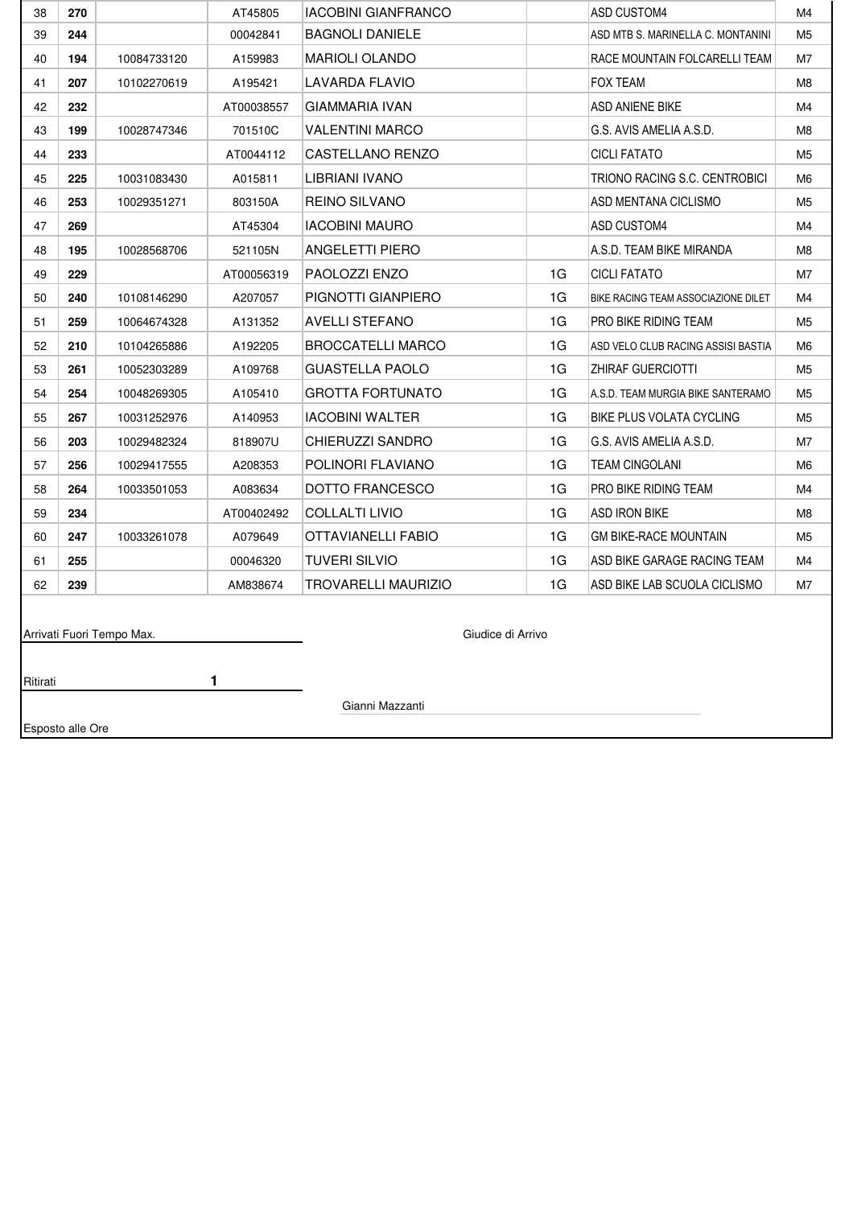| | | | | | | | |
|---|---|---|---|---|---|---|---|
| 38 | **270** | | AT45805 | IACOBINI GIANFRANCO | | ASD CUSTOM4 | M4 |
| 39 | **244** | | 00042841 | BAGNOLI DANIELE | | ASD MTB S. MARINELLA C. MONTANINI | M5 |
| 40 | **194** | 10084733120 | A159983 | MARIOLI OLANDO | | RACE MOUNTAIN FOLCARELLI TEAM | M7 |
| 41 | **207** | 10102270619 | A195421 | LAVARDA FLAVIO | | FOX TEAM | M8 |
| 42 | **232** | | AT00038557 | GIAMMARIA IVAN | | ASD ANIENE BIKE | M4 |
| 43 | **199** | 10028747346 | 701510C | VALENTINI MARCO | | G.S. AVIS AMELIA A.S.D. | M8 |
| 44 | **233** | | AT0044112 | CASTELLANO RENZO | | CICLI FATATO | M5 |
| 45 | **225** | 10031083430 | A015811 | LIBRIANI IVANO | | TRIONO RACING S.C. CENTROBICI | M6 |
| 46 | **253** | 10029351271 | 803150A | REINO SILVANO | | ASD MENTANA CICLISMO | M5 |
| 47 | **269** | | AT45304 | IACOBINI MAURO | | ASD CUSTOM4 | M4 |
| 48 | **195** | 10028568706 | 521105N | ANGELETTI PIERO | | A.S.D. TEAM BIKE MIRANDA | M8 |
| 49 | **229** | | AT00056319 | PAOLOZZI ENZO | 1G | CICLI FATATO | M7 |
| 50 | **240** | 10108146290 | A207057 | PIGNOTTI GIANPIERO | 1G | BIKE RACING TEAM ASSOCIAZIONE DILET | M4 |
| 51 | **259** | 10064674328 | A131352 | AVELLI STEFANO | 1G | PRO BIKE RIDING TEAM | M5 |
| 52 | **210** | 10104265886 | A192205 | BROCCATELLI MARCO | 1G | ASD VELO CLUB RACING ASSISI BASTIA | M6 |
| 53 | **261** | 10052303289 | A109768 | GUASTELLA PAOLO | 1G | ZHIRAF GUERCIOTTI | M5 |
| 54 | **254** | 10048269305 | A105410 | GROTTA FORTUNATO | 1G | A.S.D. TEAM MURGIA BIKE SANTERAMO | M5 |
| 55 | **267** | 10031252976 | A140953 | IACOBINI WALTER | 1G | BIKE PLUS VOLATA CYCLING | M5 |
| 56 | **203** | 10029482324 | 818907U | CHIERUZZI SANDRO | 1G | G.S. AVIS AMELIA A.S.D. | M7 |
| 57 | **256** | 10029417555 | A208353 | POLINORI FLAVIANO | 1G | TEAM CINGOLANI | M6 |
| 58 | **264** | 10033501053 | A083634 | DOTTO FRANCESCO | 1G | PRO BIKE RIDING TEAM | M4 |
| 59 | **234** | | AT00402492 | COLLALTI LIVIO | 1G | ASD IRON BIKE | M8 |
| 60 | **247** | 10033261078 | A079649 | OTTAVIANELLI FABIO | 1G | GM BIKE-RACE MOUNTAIN | M5 |
| 61 | **255** | | 00046320 | TUVERI SILVIO | 1G | ASD BIKE GARAGE RACING TEAM | M4 |
| 62 | **239** | | AM838674 | TROVARELLI MAURIZIO | 1G | ASD BIKE LAB SCUOLA CICLISMO | M7 |

Arrivati Fuori Tempo Max.

Giudice di Arrivo

Ritirati **1**

Gianni Mazzanti

Esposto alle Ore